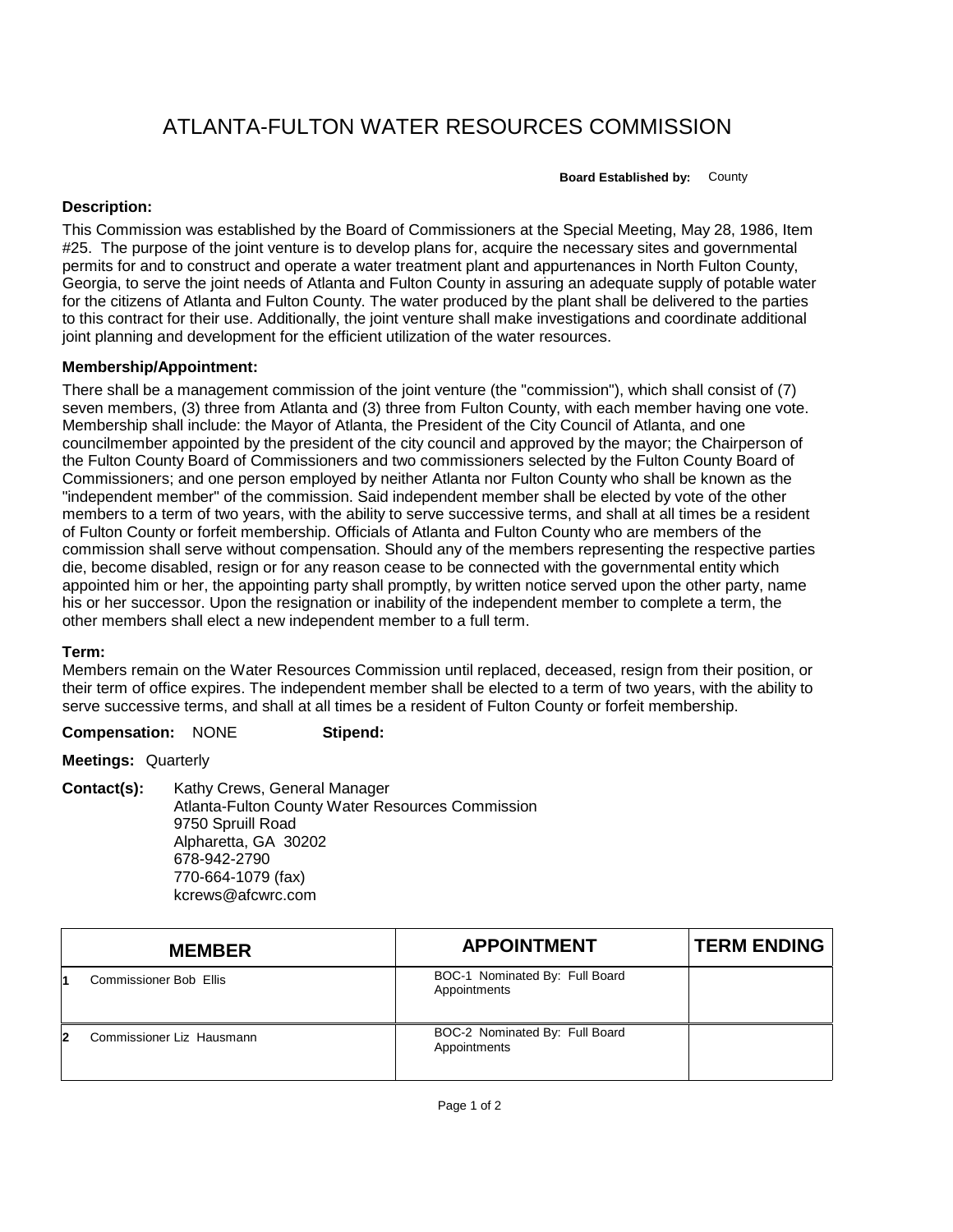# ATLANTA-FULTON WATER RESOURCES COMMISSION

**Board Established by:** County

**Description:**

This Commission was established by the Board of Commissioners at the Special Meeting, May 28, 1986, Item #25. The purpose of the joint venture is to develop plans for, acquire the necessary sites and governmental permits for and to construct and operate a water treatment plant and appurtenances in North Fulton County, Georgia, to serve the joint needs of Atlanta and Fulton County in assuring an adequate supply of potable water for the citizens of Atlanta and Fulton County. The water produced by the plant shall be delivered to the parties to this contract for their use. Additionally, the joint venture shall make investigations and coordinate additional joint planning and development for the efficient utilization of the water resources.

**Membership/Appointment:**

There shall be a management commission of the joint venture (the "commission"), which shall consist of (7) seven members, (3) three from Atlanta and (3) three from Fulton County, with each member having one vote. Membership shall include: the Mayor of Atlanta, the President of the City Council of Atlanta, and one councilmember appointed by the president of the city council and approved by the mayor; the Chairperson of the Fulton County Board of Commissioners and two commissioners selected by the Fulton County Board of Commissioners; and one person employed by neither Atlanta nor Fulton County who shall be known as the "independent member" of the commission. Said independent member shall be elected by vote of the other members to a term of two years, with the ability to serve successive terms, and shall at all times be a resident of Fulton County or forfeit membership. Officials of Atlanta and Fulton County who are members of the commission shall serve without compensation. Should any of the members representing the respective parties die, become disabled, resign or for any reason cease to be connected with the governmental entity which appointed him or her, the appointing party shall promptly, by written notice served upon the other party, name his or her successor. Upon the resignation or inability of the independent member to complete a term, the other members shall elect a new independent member to a full term.

**Term:**

Members remain on the Water Resources Commission until replaced, deceased, resign from their position, or their term of office expires. The independent member shall be elected to a term of two years, with the ability to serve successive terms, and shall at all times be a resident of Fulton County or forfeit membership.

**Compensation:** NONE **Stipend:**

**Meetings:** Quarterly

**Contact(s):** Kathy Crews, General Manager
Atlanta-Fulton County Water Resources Commission
9750 Spruill Road
Alpharetta, GA 30202
678-942-2790
770-664-1079 (fax)
kcrews@afcwrc.com

| | MEMBER | APPOINTMENT | TERM ENDING |
|---|---|---|---|
| 1 | Commissioner Bob Ellis | BOC-1 Nominated By: Full Board Appointments | |
| 2 | Commissioner Liz Hausmann | BOC-2 Nominated By: Full Board Appointments | |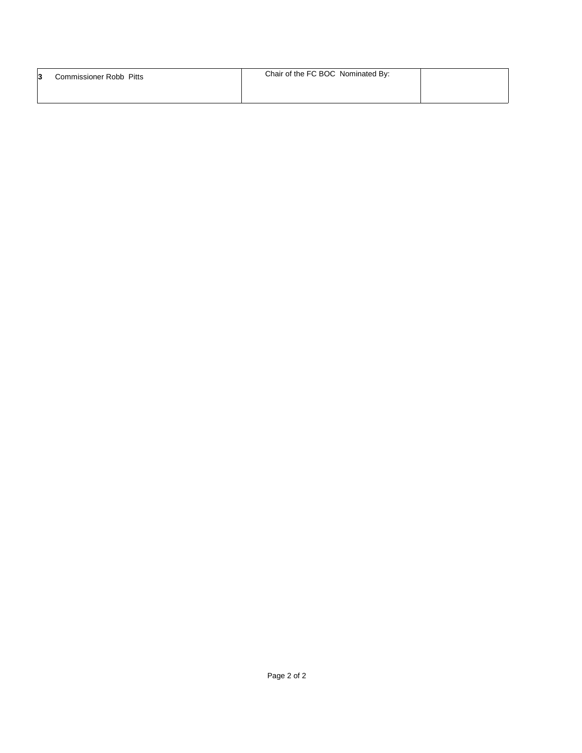| | | | |
|---|---|---|---|
| **3** | Commissioner Robb Pitts | Chair of the FC BOC Nominated By: | |